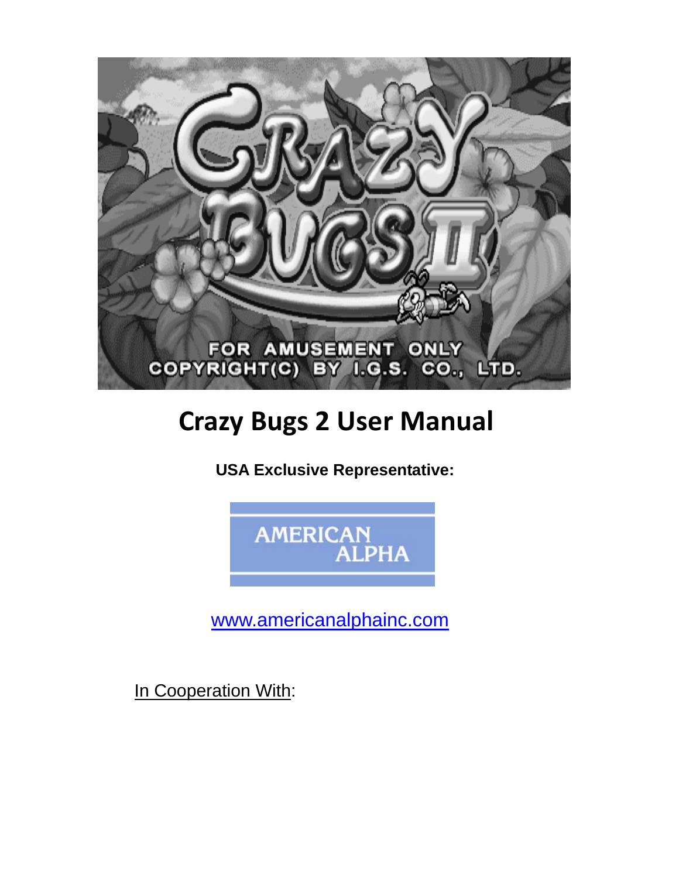# Crazy Bugs 2 User Manual

**USA Exclusive Representative:**

AMERICAN ALPHA

www.americanalphainc.com

In Cooperation With: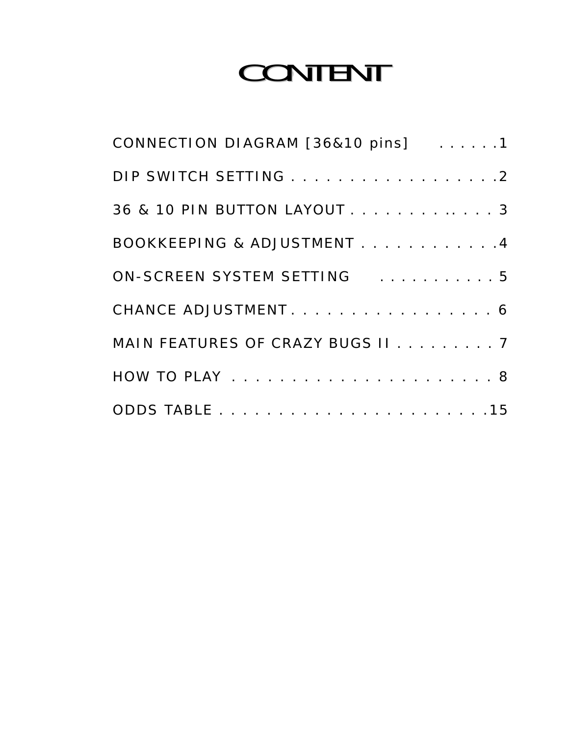# CONTENT

CONNECTION DIAGRAM [36&10 pins] . . . . . .1

DIP SWITCH SETTING . . . . . . . . . . . . . . . . . . .2

36 & 10 PIN BUTTON LAYOUT . . . . . . . . . . . . . 3

BOOKKEEPING & ADJUSTMENT . . . . . . . . . . . .4

ON-SCREEN SYSTEM SETTING . . . . . . . . . . . 5

CHANCE ADJUSTMENT . . . . . . . . . . . . . . . . . . 6

MAIN FEATURES OF CRAZY BUGS II . . . . . . . . . 7

HOW TO PLAY . . . . . . . . . . . . . . . . . . . . . . 8

ODDS TABLE . . . . . . . . . . . . . . . . . . . . . . .15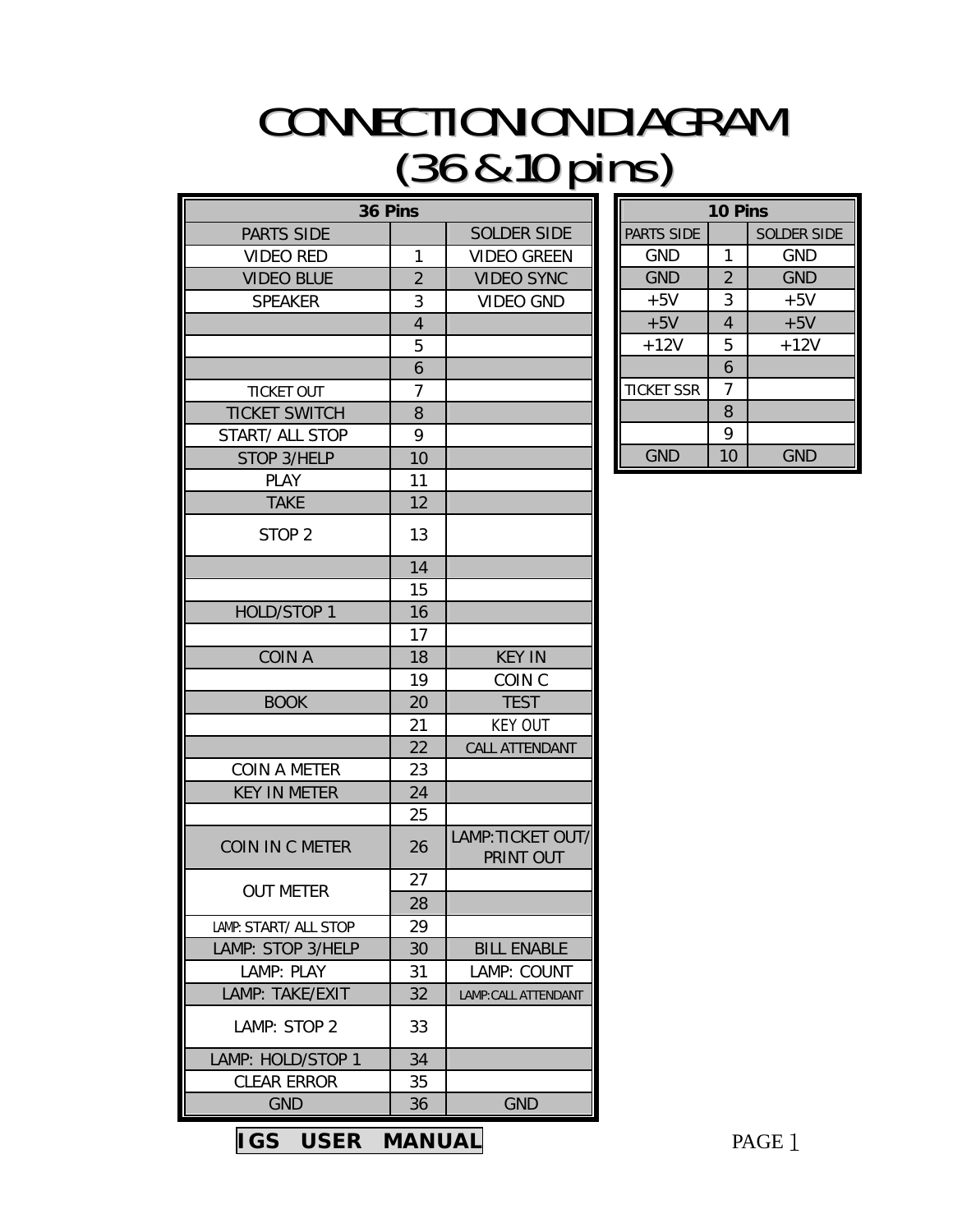# CONNECTION DIAGRAM (36 & 10 pins)

| 36 Pins | | |
|---|---|---|
| PARTS SIDE | | SOLDER SIDE |
| VIDEO RED | 1 | VIDEO GREEN |
| VIDEO BLUE | 2 | VIDEO SYNC |
| SPEAKER | 3 | VIDEO GND |
| | 4 | |
| | 5 | |
| | 6 | |
| TICKET OUT | 7 | |
| TICKET SWITCH | 8 | |
| START/ ALL STOP | 9 | |
| STOP 3/HELP | 10 | |
| PLAY | 11 | |
| TAKE | 12 | |
| STOP 2 | 13 | |
| | 14 | |
| | 15 | |
| HOLD/STOP 1 | 16 | |
| | 17 | |
| COIN A | 18 | KEY IN |
| | 19 | COIN C |
| BOOK | 20 | TEST |
| | 21 | KEY OUT |
| | 22 | CALL ATTENDANT |
| COIN A METER | 23 | |
| KEY IN METER | 24 | |
| | 25 | |
| COIN IN C METER | 26 | LAMP:TICKET OUT/ PRINT OUT |
| OUT METER | 27 | |
| | 28 | |
| LAMP: START/ ALL STOP | 29 | |
| LAMP: STOP 3/HELP | 30 | BILL ENABLE |
| LAMP: PLAY | 31 | LAMP: COUNT |
| LAMP: TAKE/EXIT | 32 | LAMP:CALL ATTENDANT |
| LAMP: STOP 2 | 33 | |
| LAMP: HOLD/STOP 1 | 34 | |
| CLEAR ERROR | 35 | |
| GND | 36 | GND |

| 10 Pins | | |
|---|---|---|
| PARTS SIDE | | SOLDER SIDE |
| GND | 1 | GND |
| GND | 2 | GND |
| +5V | 3 | +5V |
| +5V | 4 | +5V |
| +12V | 5 | +12V |
| | 6 | |
| TICKET SSR | 7 | |
| | 8 | |
| | 9 | |
| GND | 10 | GND |

**IGS USER MANUAL**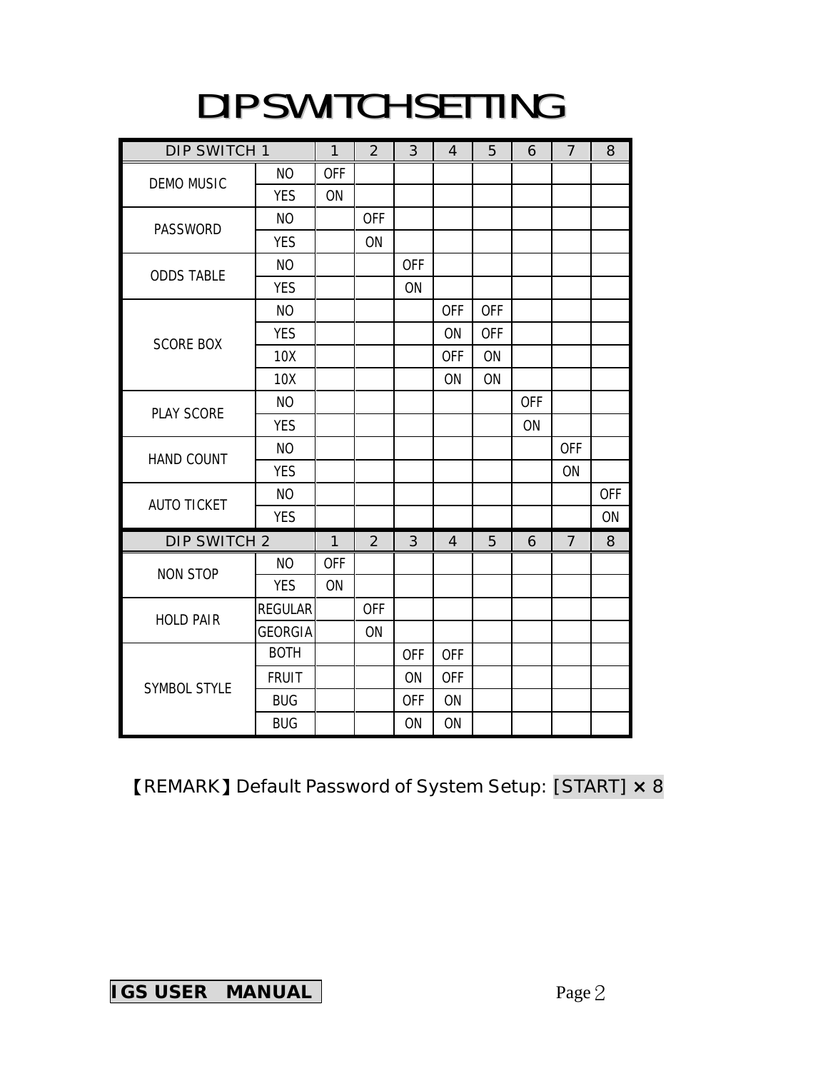# DIP SWITCH SETTING

| DIP SWITCH 1 | | 1 | 2 | 3 | 4 | 5 | 6 | 7 | 8 |
|---|---|---|---|---|---|---|---|---|---|
| DEMO MUSIC | NO | OFF | | | | | | | |
| | YES | ON | | | | | | | |
| PASSWORD | NO | | OFF | | | | | | |
| | YES | | ON | | | | | | |
| ODDS TABLE | NO | | | OFF | | | | | |
| | YES | | | ON | | | | | |
| SCORE BOX | NO | | | | OFF | OFF | | | |
| | YES | | | | ON | OFF | | | |
| | 10X | | | | OFF | ON | | | |
| | 10X | | | | ON | ON | | | |
| PLAY SCORE | NO | | | | | | OFF | | |
| | YES | | | | | | ON | | |
| HAND COUNT | NO | | | | | | | OFF | |
| | YES | | | | | | | ON | |
| AUTO TICKET | NO | | | | | | | | OFF |
| | YES | | | | | | | | ON |
| **DIP SWITCH 2** | | **1** | **2** | **3** | **4** | **5** | **6** | **7** | **8** |
| NON STOP | NO | OFF | | | | | | | |
| | YES | ON | | | | | | | |
| HOLD PAIR | REGULAR | | OFF | | | | | | |
| | GEORGIA | | ON | | | | | | |
| SYMBOL STYLE | BOTH | | | OFF | OFF | | | | |
| | FRUIT | | | ON | OFF | | | | |
| | BUG | | | OFF | ON | | | | |
| | BUG | | | ON | ON | | | | |

【REMARK】Default Password of System Setup: [START] × 8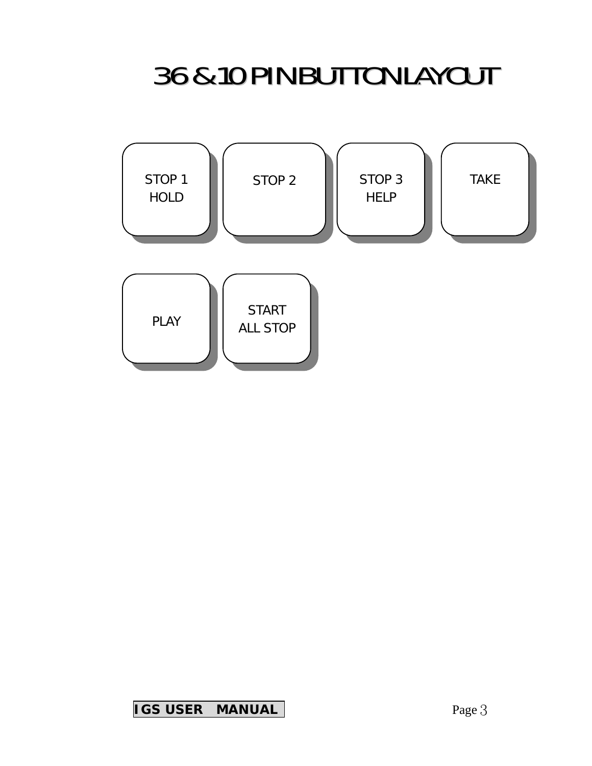# 36 & 10 PIN BUTTON LAYOUT

| STOP 1 HOLD | STOP 2 | STOP 3 HELP | TAKE |
|---|---|---|---|
| PLAY | START ALL STOP | | |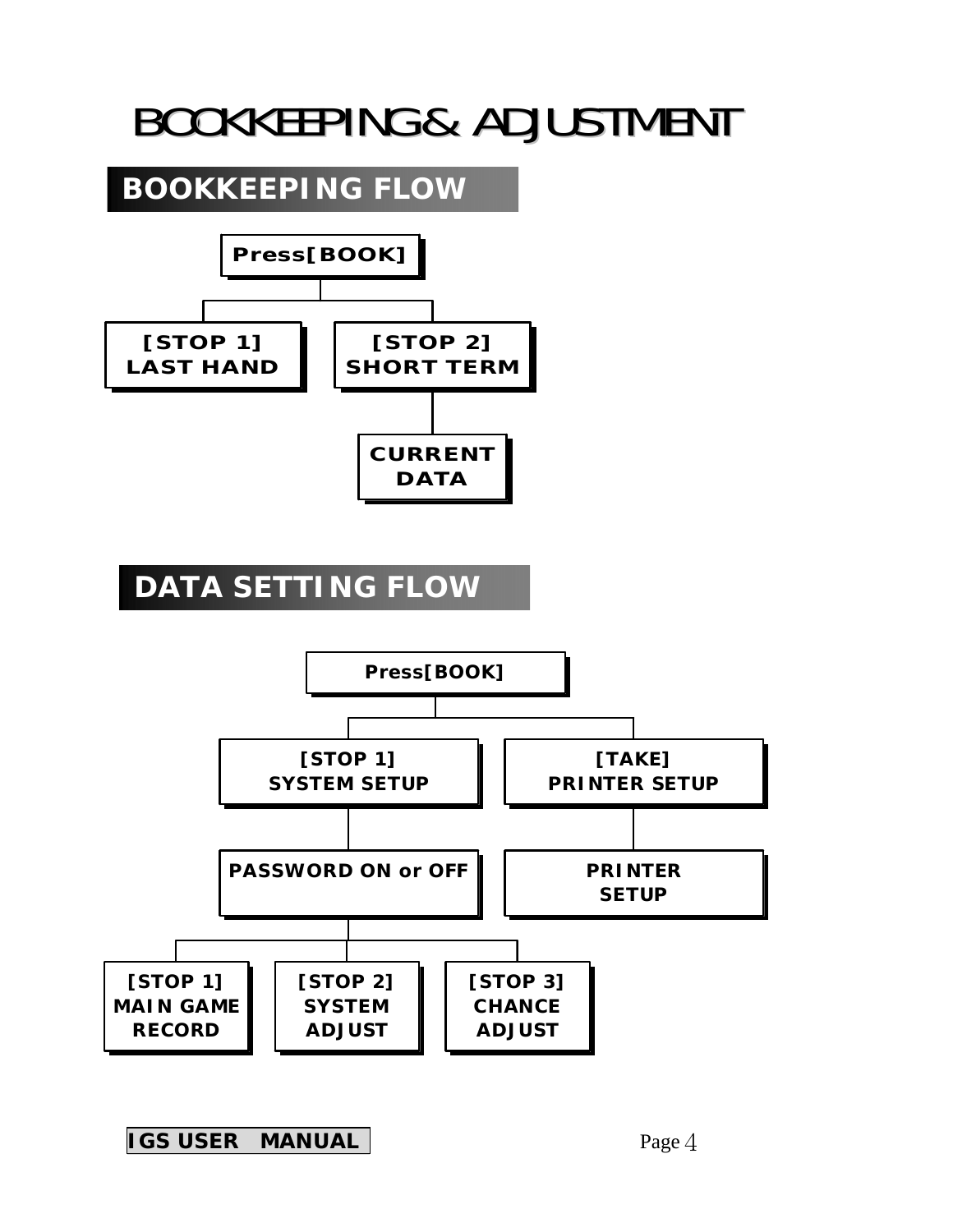# BOOKKEEPING & ADJUSTMENT

## BOOKKEEPING FLOW

**Press[BOOK]**

- **[STOP 1] LAST HAND**
- **[STOP 2] SHORT TERM**
  - **CURRENT DATA**

## DATA SETTING FLOW

**Press[BOOK]**

- **[STOP 1] SYSTEM SETUP**
  - **PASSWORD ON or OFF**
    - **[STOP 1] MAIN GAME RECORD**
    - **[STOP 2] SYSTEM ADJUST**
    - **[STOP 3] CHANCE ADJUST**
- **[TAKE] PRINTER SETUP**
  - **PRINTER SETUP**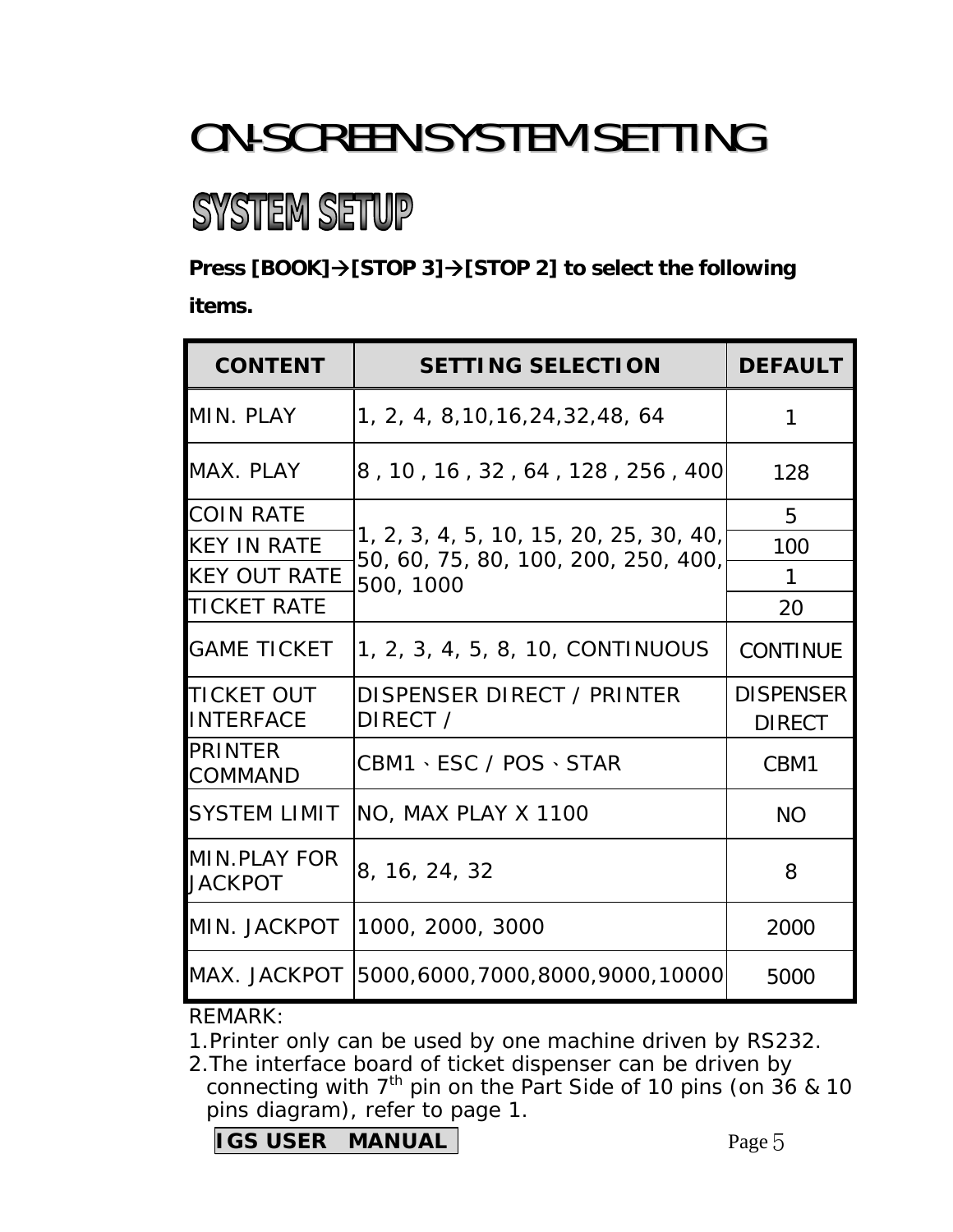# ON-SCREEN SYSTEM SETTING

## SYSTEM SETUP

**Press [BOOK]→[STOP 3]→[STOP 2] to select the following items.**

| CONTENT | SETTING SELECTION | DEFAULT |
|---|---|---|
| MIN. PLAY | 1, 2, 4, 8,10,16,24,32,48, 64 | 1 |
| MAX. PLAY | 8 , 10 , 16 , 32 , 64 , 128 , 256 , 400 | 128 |
| COIN RATE | 1, 2, 3, 4, 5, 10, 15, 20, 25, 30, 40, 50, 60, 75, 80, 100, 200, 250, 400, 500, 1000 | 5 |
| KEY IN RATE | | 100 |
| KEY OUT RATE | | 1 |
| TICKET RATE | | 20 |
| GAME TICKET | 1, 2, 3, 4, 5, 8, 10, CONTINUOUS | CONTINUE |
| TICKET OUT INTERFACE | DISPENSER DIRECT / PRINTER DIRECT / | DISPENSER DIRECT |
| PRINTER COMMAND | CBM1、ESC / POS、STAR | CBM1 |
| SYSTEM LIMIT | NO, MAX PLAY X 1100 | NO |
| MIN.PLAY FOR JACKPOT | 8, 16, 24, 32 | 8 |
| MIN. JACKPOT | 1000, 2000, 3000 | 2000 |
| MAX. JACKPOT | 5000,6000,7000,8000,9000,10000 | 5000 |

REMARK:

1. Printer only can be used by one machine driven by RS232.
2. The interface board of ticket dispenser can be driven by connecting with 7th pin on the Part Side of 10 pins (on 36 & 10 pins diagram), refer to page 1.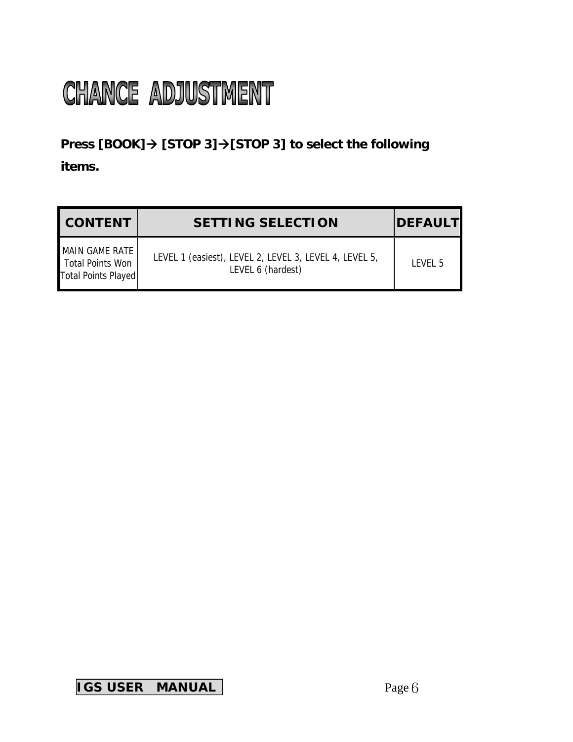# CHANCE ADJUSTMENT

**Press [BOOK]→ [STOP 3]→[STOP 3] to select the following items.**

| CONTENT | SETTING SELECTION | DEFAULT |
|---|---|---|
| MAIN GAME RATE Total Points Won Total Points Played | LEVEL 1 (easiest), LEVEL 2, LEVEL 3, LEVEL 4, LEVEL 5, LEVEL 6 (hardest) | LEVEL 5 |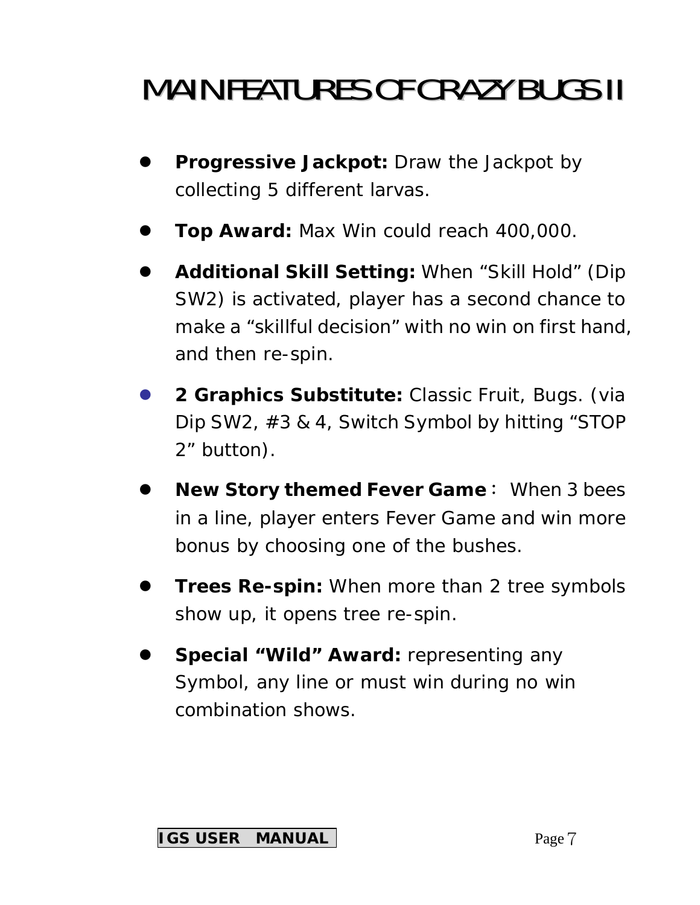# MAIN FEATURES OF CRAZY BUGS II

- **Progressive Jackpot:** Draw the Jackpot by collecting 5 different larvas.
- **Top Award:** Max Win could reach 400,000.
- **Additional Skill Setting:** When “Skill Hold” (Dip SW2) is activated, player has a second chance to make a “skillful decision” with no win on first hand, and then re-spin.
- **2 Graphics Substitute:** Classic Fruit, Bugs. (via Dip SW2, #3 & 4, Switch Symbol by hitting “STOP 2” button).
- **New Story themed Fever Game**： When 3 bees in a line, player enters Fever Game and win more bonus by choosing one of the bushes.
- **Trees Re-spin:** When more than 2 tree symbols show up, it opens tree re-spin.
- **Special “Wild” Award:** representing any Symbol, any line or must win during no win combination shows.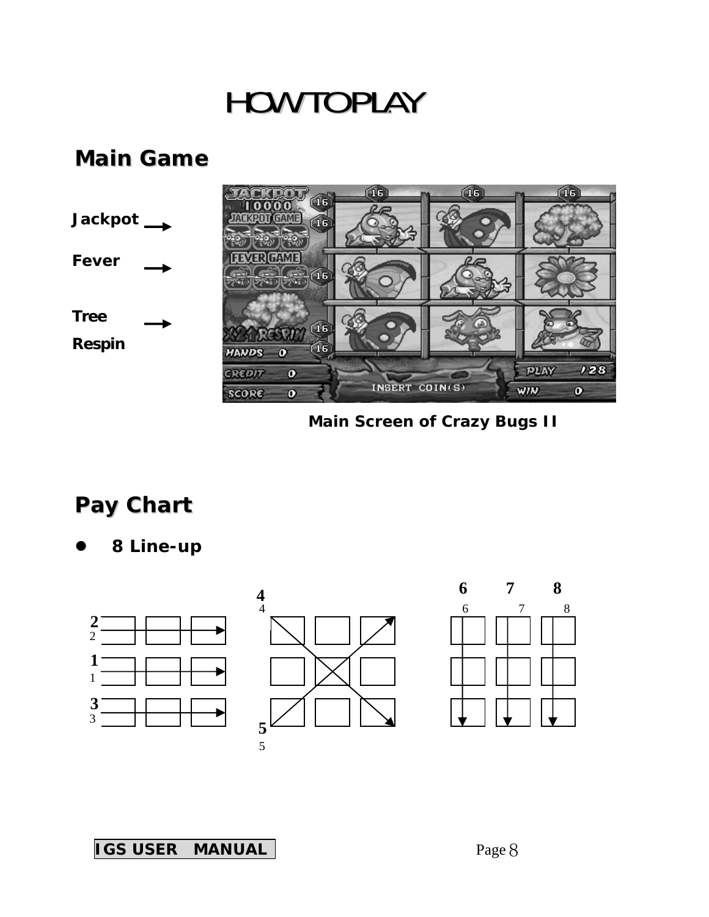# HOW TO PLAY

## Main Game

**Jackpot**

**Fever**

**Tree Respin**

**Main Screen of Crazy Bugs II**

## Pay Chart

- **8 Line-up**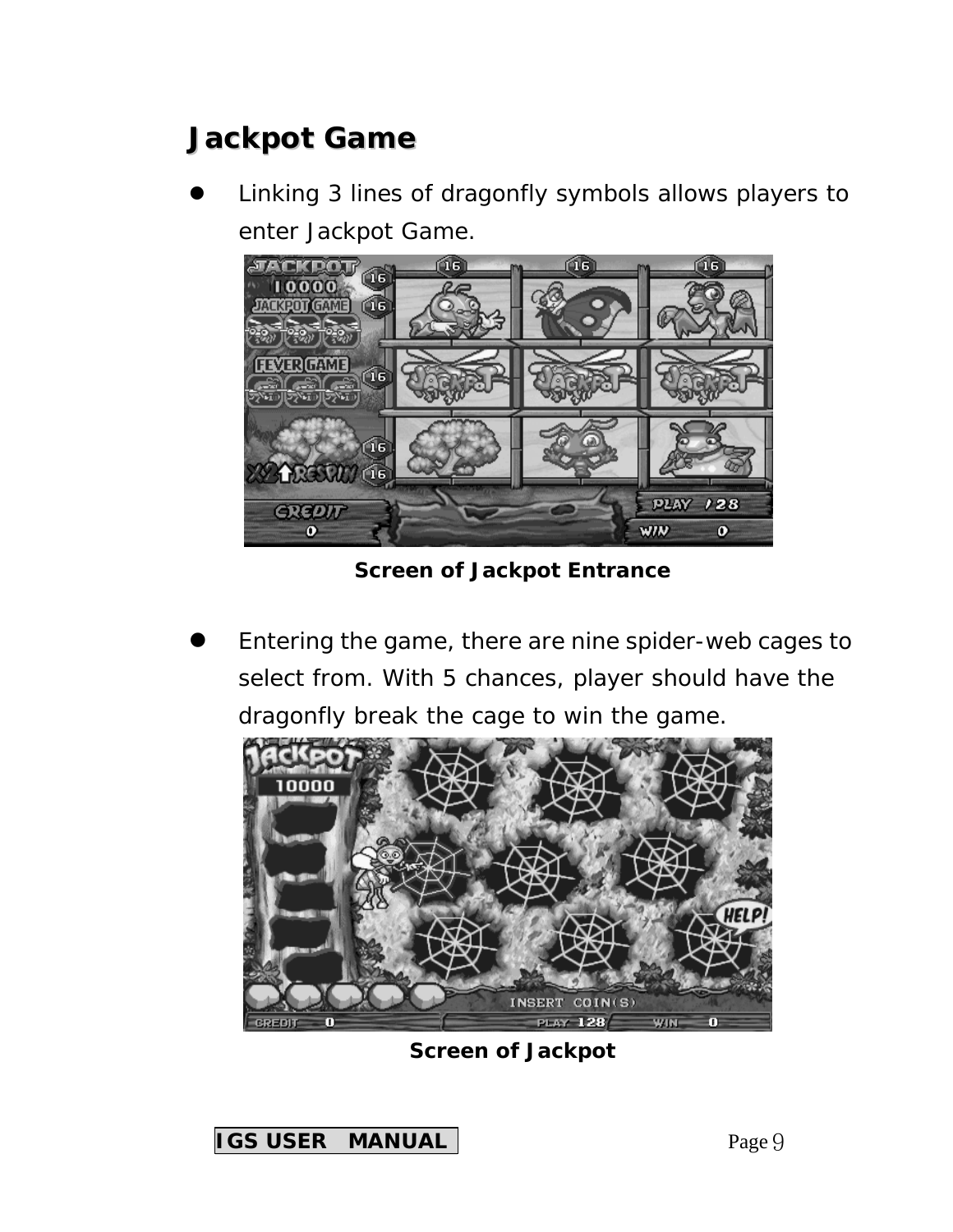## Jackpot Game

- Linking 3 lines of dragonfly symbols allows players to enter Jackpot Game.

Screen of Jackpot Entrance

- Entering the game, there are nine spider-web cages to select from. With 5 chances, player should have the dragonfly break the cage to win the game.

Screen of Jackpot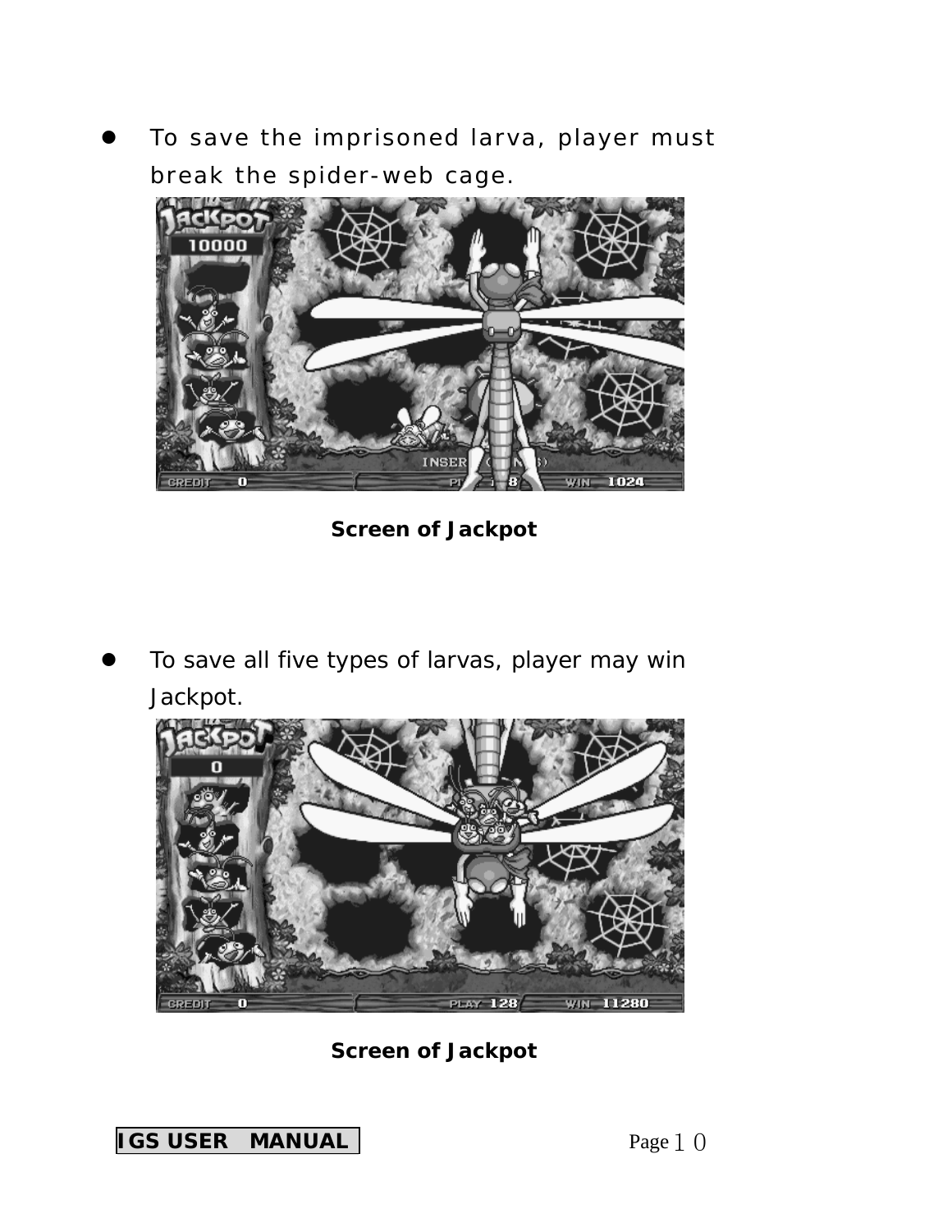- To save the imprisoned larva, player must break the spider-web cage.

**Screen of Jackpot**

- To save all five types of larvas, player may win Jackpot.

**Screen of Jackpot**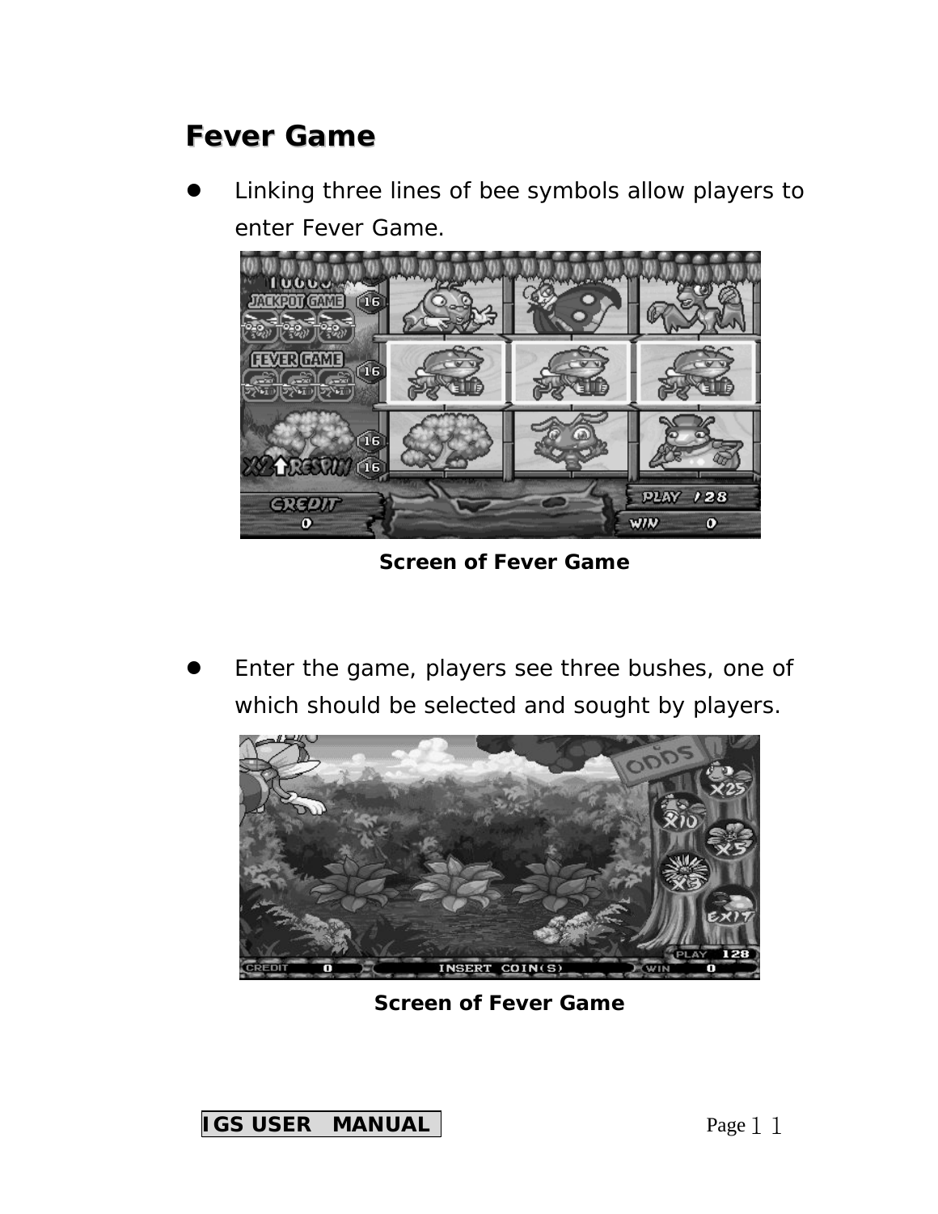## Fever Game

- Linking three lines of bee symbols allow players to enter Fever Game.

Screen of Fever Game

- Enter the game, players see three bushes, one of which should be selected and sought by players.

Screen of Fever Game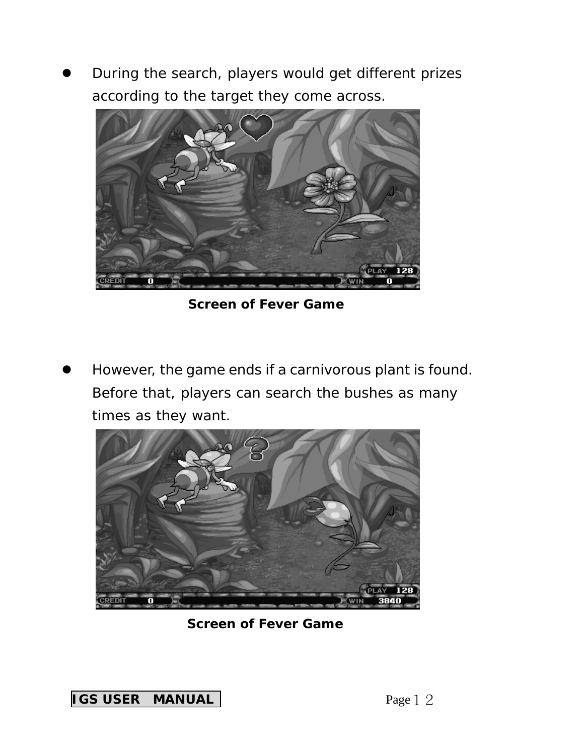- During the search, players would get different prizes according to the target they come across.

**Screen of Fever Game**

- However, the game ends if a carnivorous plant is found. Before that, players can search the bushes as many times as they want.

**Screen of Fever Game**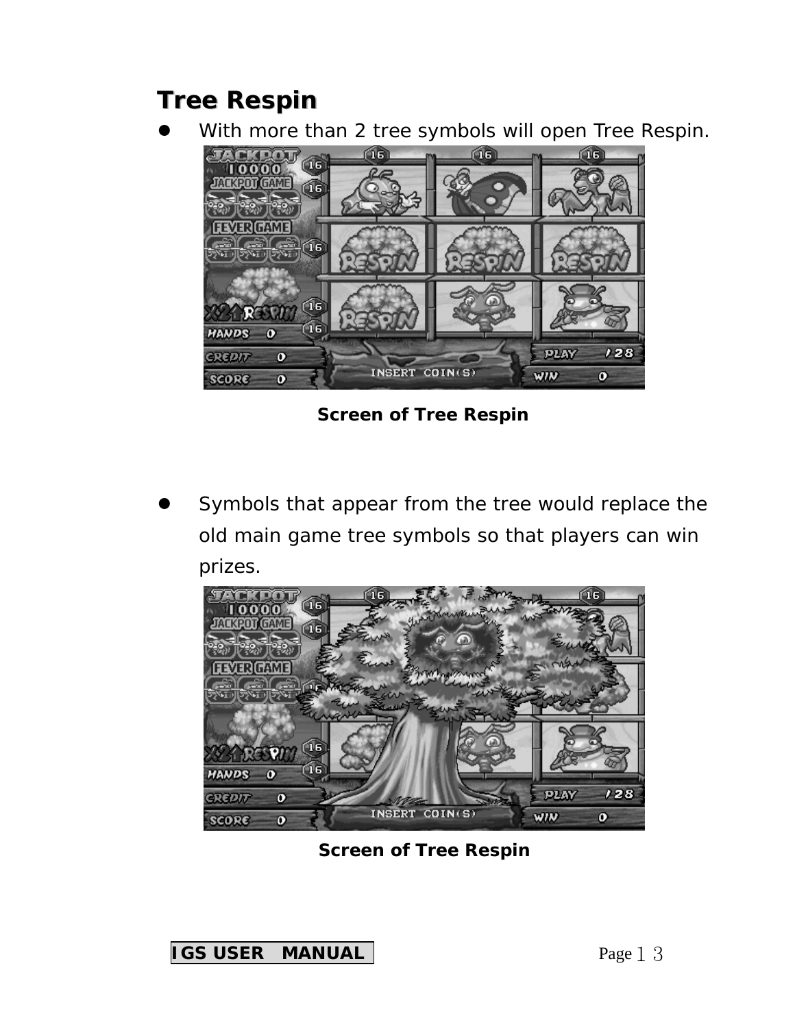## Tree Respin

- With more than 2 tree symbols will open Tree Respin.

Screen of Tree Respin

- Symbols that appear from the tree would replace the old main game tree symbols so that players can win prizes.

Screen of Tree Respin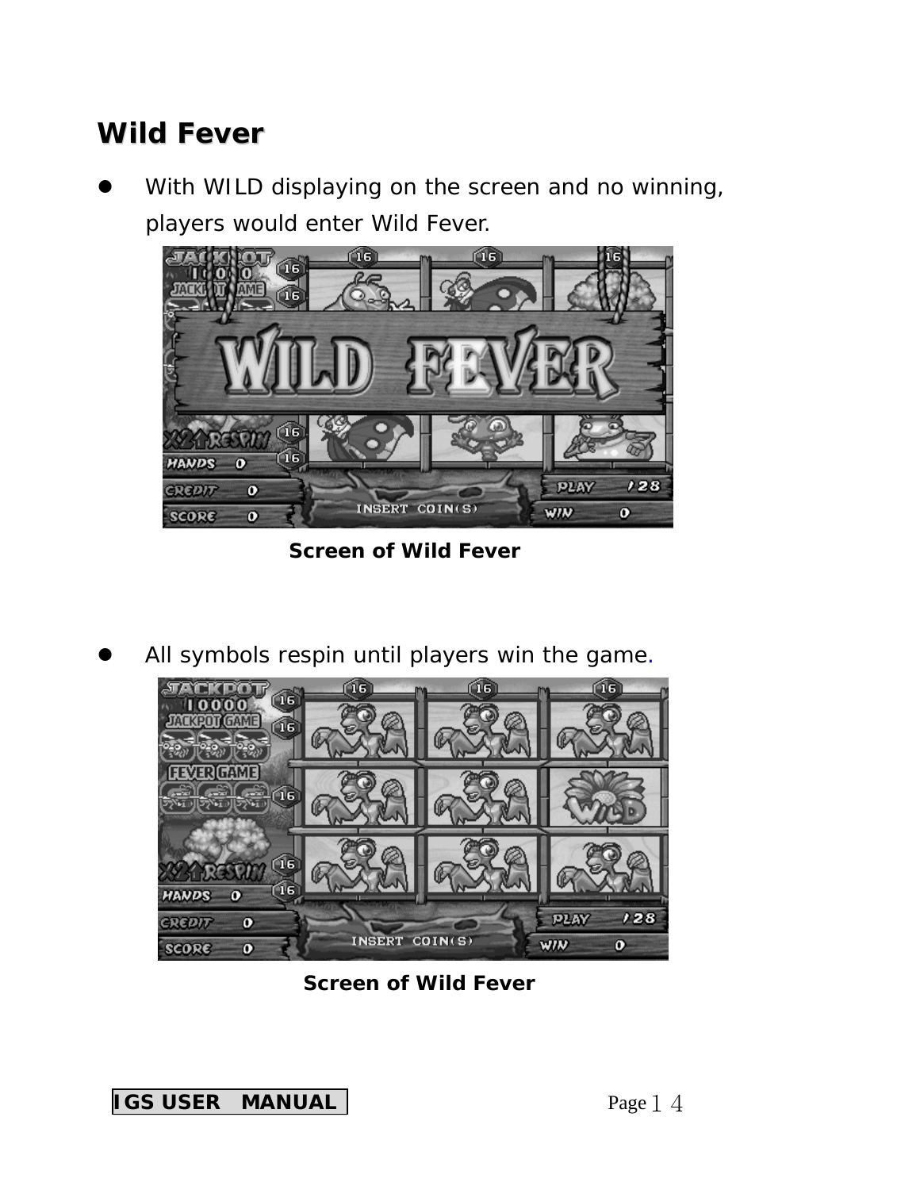# Wild Fever

- With WILD displaying on the screen and no winning, players would enter Wild Fever.

Screen of Wild Fever

- All symbols respin until players win the game.

Screen of Wild Fever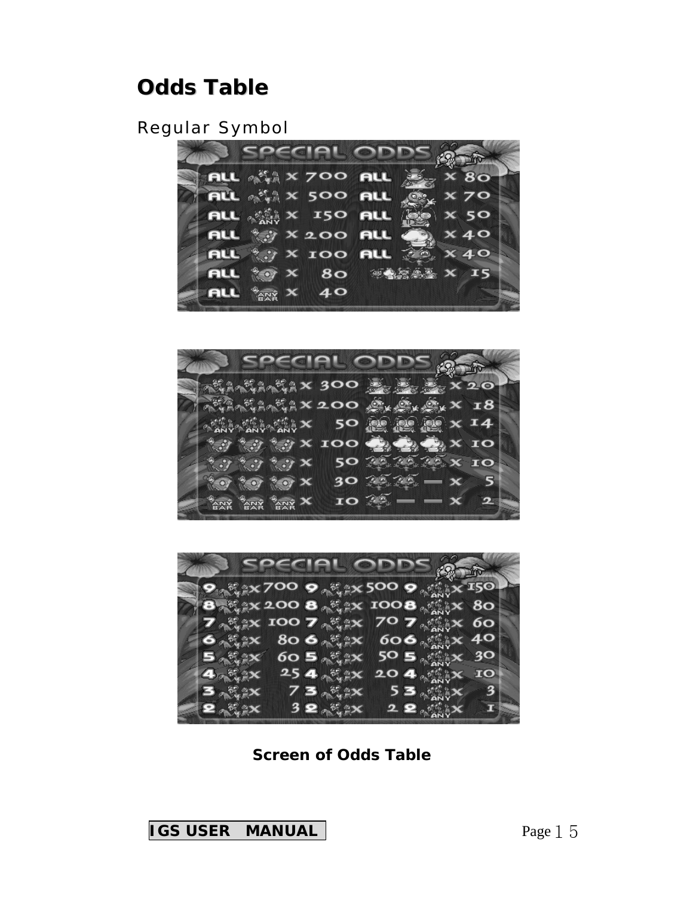# Odds Table

Regular Symbol

Screen of Odds Table